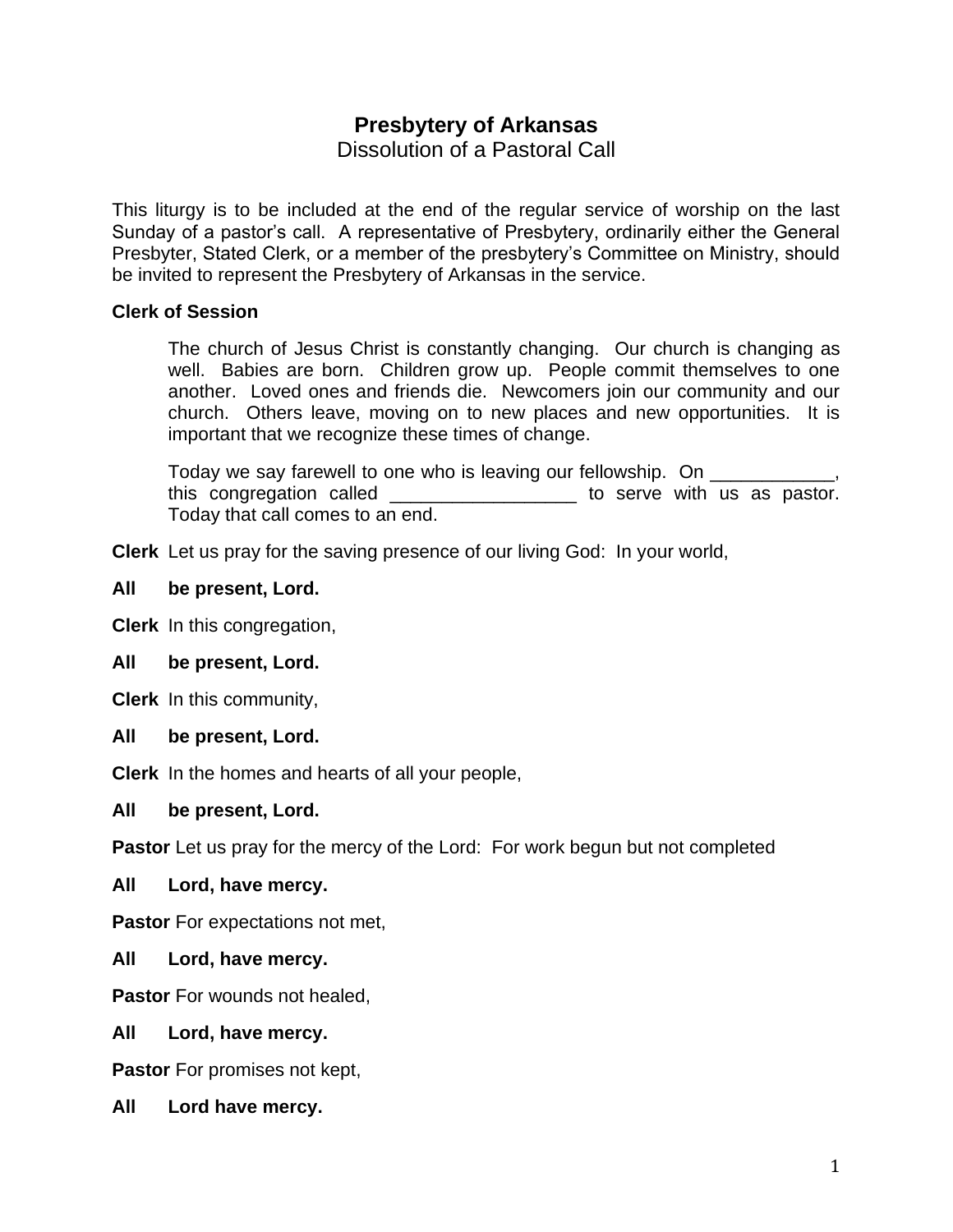# Presbytery of Arkansas

## Dissolution of a Pastoral Call

This liturgy is to be included at the end of the regular service of worship on the last Sunday of a pastor's call. A representative of Presbytery, ordinarily either the General Presbyter, Stated Clerk, or a member of the presbytery's Committee on Ministry, should be invited to represent the Presbytery of Arkansas in the service.

**Clerk of Session**

> The church of Jesus Christ is constantly changing. Our church is changing as well. Babies are born. Children grow up. People commit themselves to one another. Loved ones and friends die. Newcomers join our community and our church. Others leave, moving on to new places and new opportunities. It is important that we recognize these times of change.
>
> Today we say farewell to one who is leaving our fellowship. On ____________, this congregation called __________________ to serve with us as pastor. Today that call comes to an end.

**Clerk** Let us pray for the saving presence of our living God: In your world,

**All be present, Lord.**

**Clerk** In this congregation,

**All be present, Lord.**

**Clerk** In this community,

**All be present, Lord.**

**Clerk** In the homes and hearts of all your people,

**All be present, Lord.**

**Pastor** Let us pray for the mercy of the Lord: For work begun but not completed

**All Lord, have mercy.**

**Pastor** For expectations not met,

**All Lord, have mercy.**

**Pastor** For wounds not healed,

**All Lord, have mercy.**

**Pastor** For promises not kept,

**All Lord have mercy.**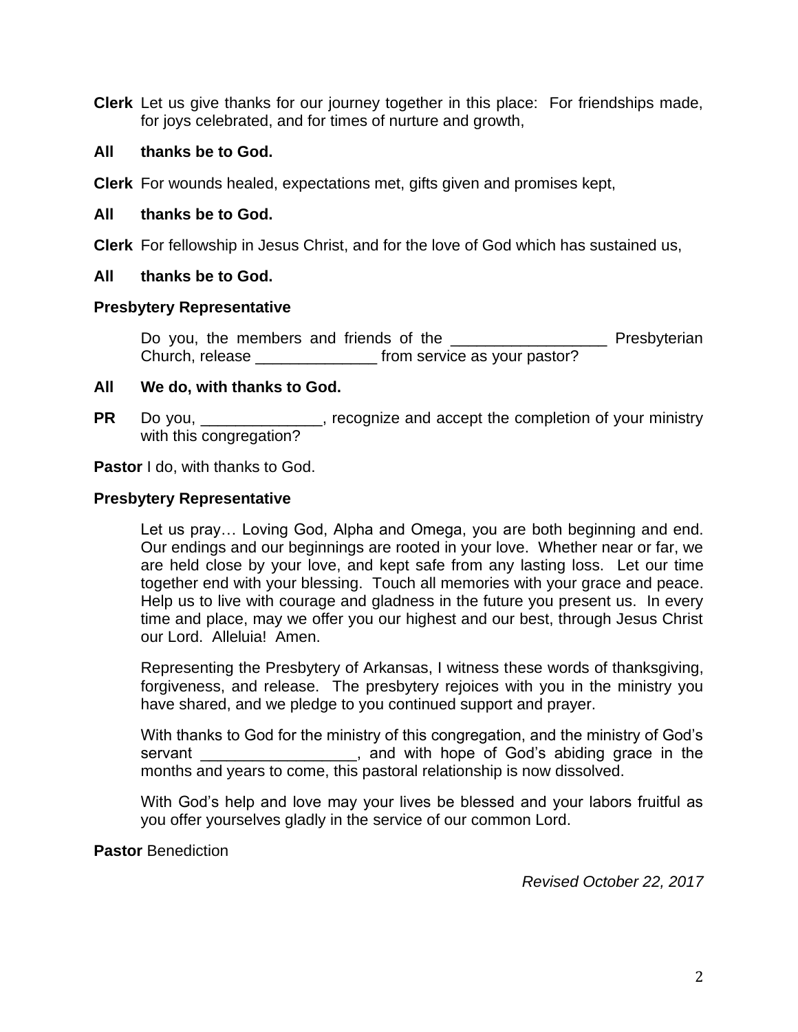**Clerk** Let us give thanks for our journey together in this place: For friendships made, for joys celebrated, and for times of nurture and growth,

**All thanks be to God.**

**Clerk** For wounds healed, expectations met, gifts given and promises kept,

**All thanks be to God.**

**Clerk** For fellowship in Jesus Christ, and for the love of God which has sustained us,

**All thanks be to God.**

**Presbytery Representative**

Do you, the members and friends of the __________________ Presbyterian Church, release ______________ from service as your pastor?

**All We do, with thanks to God.**

**PR** Do you, ______________, recognize and accept the completion of your ministry with this congregation?

**Pastor** I do, with thanks to God.

**Presbytery Representative**

Let us pray… Loving God, Alpha and Omega, you are both beginning and end. Our endings and our beginnings are rooted in your love. Whether near or far, we are held close by your love, and kept safe from any lasting loss. Let our time together end with your blessing. Touch all memories with your grace and peace. Help us to live with courage and gladness in the future you present us. In every time and place, may we offer you our highest and our best, through Jesus Christ our Lord. Alleluia! Amen.

Representing the Presbytery of Arkansas, I witness these words of thanksgiving, forgiveness, and release. The presbytery rejoices with you in the ministry you have shared, and we pledge to you continued support and prayer.

With thanks to God for the ministry of this congregation, and the ministry of God's servant __________________, and with hope of God's abiding grace in the months and years to come, this pastoral relationship is now dissolved.

With God's help and love may your lives be blessed and your labors fruitful as you offer yourselves gladly in the service of our common Lord.

**Pastor** Benediction

*Revised October 22, 2017*